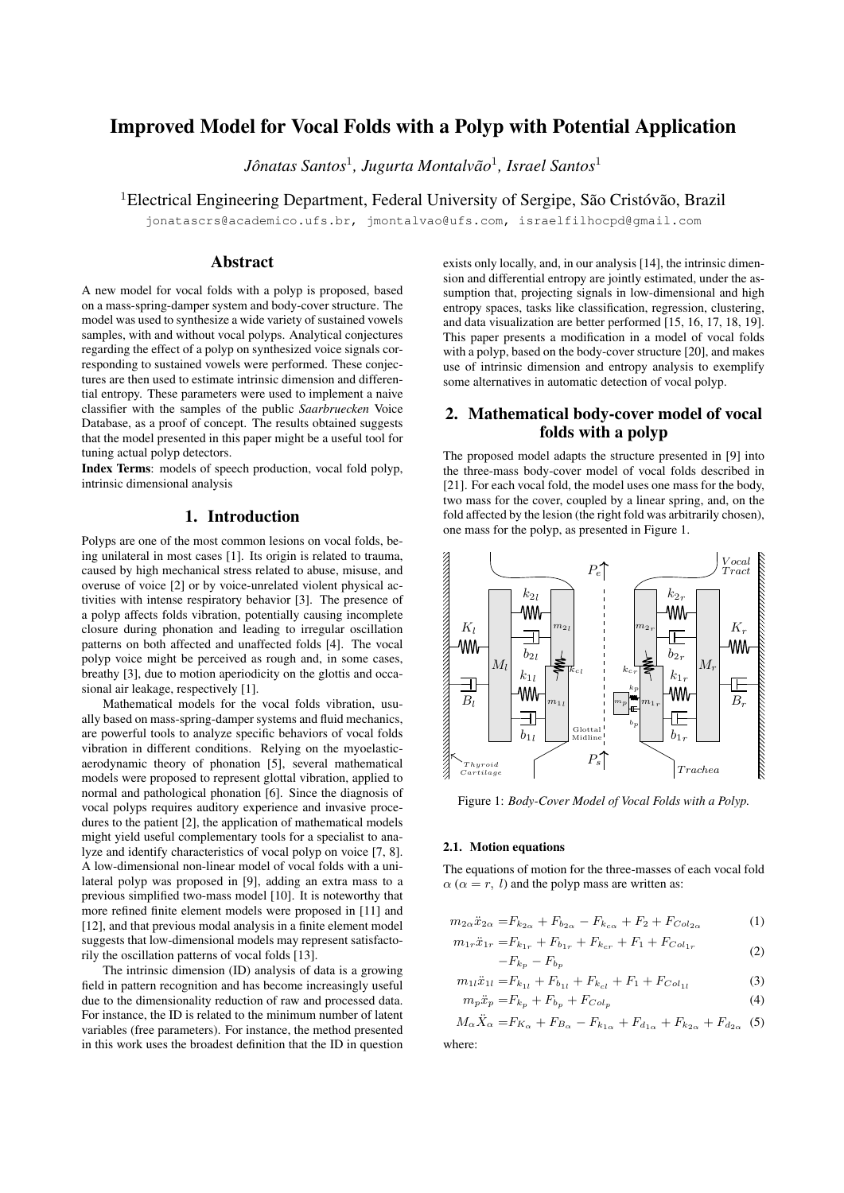# Improved Model for Vocal Folds with a Polyp with Potential Application

*Jônatas Santos*[1], *Jugurta Montalvão*[1], *Israel Santos*[1]

[1]Electrical Engineering Department, Federal University of Sergipe, São Cristóvão, Brazil

jonatascrs@academico.ufs.br, jmontalvao@ufs.com, israelfilhocpd@gmail.com

## Abstract

A new model for vocal folds with a polyp is proposed, based on a mass-spring-damper system and body-cover structure. The model was used to synthesize a wide variety of sustained vowels samples, with and without vocal polyps. Analytical conjectures regarding the effect of a polyp on synthesized voice signals corresponding to sustained vowels were performed. These conjectures are then used to estimate intrinsic dimension and differential entropy. These parameters were used to implement a naive classifier with the samples of the public *Saarbruecken* Voice Database, as a proof of concept. The results obtained suggests that the model presented in this paper might be a useful tool for tuning actual polyp detectors.

**Index Terms**: models of speech production, vocal fold polyp, intrinsic dimensional analysis

## 1. Introduction

Polyps are one of the most common lesions on vocal folds, being unilateral in most cases [1]. Its origin is related to trauma, caused by high mechanical stress related to abuse, misuse, and overuse of voice [2] or by voice-unrelated violent physical activities with intense respiratory behavior [3]. The presence of a polyp affects folds vibration, potentially causing incomplete closure during phonation and leading to irregular oscillation patterns on both affected and unaffected folds [4]. The vocal polyp voice might be perceived as rough and, in some cases, breathy [3], due to motion aperiodicity on the glottis and occasional air leakage, respectively [1].

Mathematical models for the vocal folds vibration, usually based on mass-spring-damper systems and fluid mechanics, are powerful tools to analyze specific behaviors of vocal folds vibration in different conditions. Relying on the myoelastic-aerodynamic theory of phonation [5], several mathematical models were proposed to represent glottal vibration, applied to normal and pathological phonation [6]. Since the diagnosis of vocal polyps requires auditory experience and invasive procedures to the patient [2], the application of mathematical models might yield useful complementary tools for a specialist to analyze and identify characteristics of vocal polyp on voice [7, 8]. A low-dimensional non-linear model of vocal folds with a unilateral polyp was proposed in [9], adding an extra mass to a previous simplified two-mass model [10]. It is noteworthy that more refined finite element models were proposed in [11] and [12], and that previous modal analysis in a finite element model suggests that low-dimensional models may represent satisfactorily the oscillation patterns of vocal folds [13].

The intrinsic dimension (ID) analysis of data is a growing field in pattern recognition and has become increasingly useful due to the dimensionality reduction of raw and processed data. For instance, the ID is related to the minimum number of latent variables (free parameters). For instance, the method presented in this work uses the broadest definition that the ID in question exists only locally, and, in our analysis [14], the intrinsic dimension and differential entropy are jointly estimated, under the assumption that, projecting signals in low-dimensional and high entropy spaces, tasks like classification, regression, clustering, and data visualization are better performed [15, 16, 17, 18, 19]. This paper presents a modification in a model of vocal folds with a polyp, based on the body-cover structure [20], and makes use of intrinsic dimension and entropy analysis to exemplify some alternatives in automatic detection of vocal polyp.

## 2. Mathematical body-cover model of vocal folds with a polyp

The proposed model adapts the structure presented in [9] into the three-mass body-cover model of vocal folds described in [21]. For each vocal fold, the model uses one mass for the body, two mass for the cover, coupled by a linear spring, and, on the fold affected by the lesion (the right fold was arbitrarily chosen), one mass for the polyp, as presented in Figure 1.

Figure 1: *Body-Cover Model of Vocal Folds with a Polyp.*

### 2.1. Motion equations

The equations of motion for the three-masses of each vocal fold $\alpha$ ($\alpha = r,\ l$) and the polyp mass are written as:

$$m_{2\alpha}\ddot{x}_{2\alpha} = F_{k_{2\alpha}} + F_{b_{2\alpha}} - F_{k_{c\alpha}} + F_2 + F_{Col_{2\alpha}} \tag{1}$$

$$m_{1r}\ddot{x}_{1r} = F_{k_{1r}} + F_{b_{1r}} + F_{k_{cr}} + F_1 + F_{Col_{1r}} - F_{k_p} - F_{b_p} \tag{2}$$

$$m_{1l}\ddot{x}_{1l} = F_{k_{1l}} + F_{b_{1l}} + F_{k_{cl}} + F_1 + F_{Col_{1l}} \tag{3}$$

$$m_p\ddot{x}_p = F_{k_p} + F_{b_p} + F_{Col_p} \tag{4}$$

$$M_\alpha \ddot{X}_\alpha = F_{K_\alpha} + F_{B_\alpha} - F_{k_{1\alpha}} + F_{d_{1\alpha}} + F_{k_{2\alpha}} + F_{d_{2\alpha}} \tag{5}$$

where: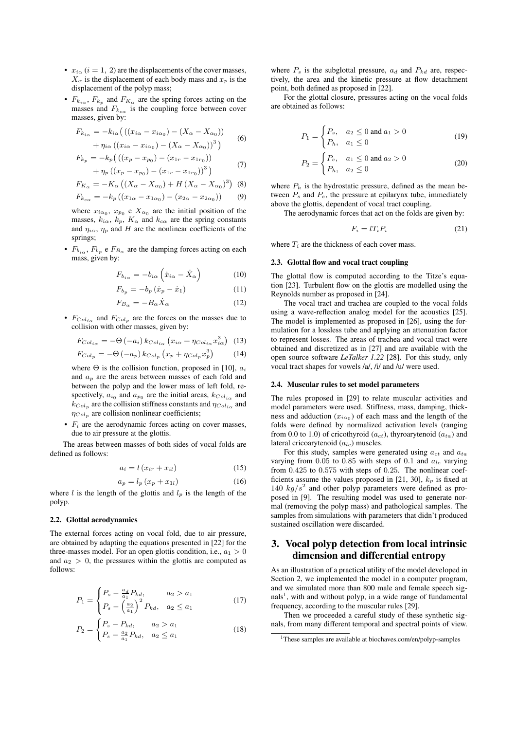- $x_{i\alpha}$ ($i = 1,\ 2$) are the displacements of the cover masses, $X_\alpha$ is the displacement of each body mass and $x_p$ is the displacement of the polyp mass;
- $F_{k_{i\alpha}}$, $F_{k_p}$ and $F_{K_\alpha}$ are the spring forces acting on the masses and $F_{k_{c\alpha}}$ is the coupling force between cover masses, given by:

$$F_{k_{i\alpha}} = -k_{i\alpha}\big( ((x_{i\alpha} - x_{i\alpha_0}) - (X_\alpha - X_{\alpha_0})) + \eta_{i\alpha}\left((x_{i\alpha} - x_{i\alpha_0}) - (X_\alpha - X_{\alpha_0})\right)^3 \big) \tag{6}$$

$$F_{k_p} = -k_p\big( ((x_p - x_{p_0}) - (x_{1r} - x_{1r_0})) + \eta_p\left((x_p - x_{p_0}) - (x_{1r} - x_{1r_0})\right)^3 \big) \tag{7}$$

$$F_{K_\alpha} = -K_\alpha\left((X_\alpha - X_{\alpha_0}) + H\,(X_\alpha - X_{\alpha_0})^3\right) \tag{8}$$

$$F_{k_{c\alpha}} = -k_p\left((x_{1\alpha} - x_{1\alpha_0}) - (x_{2\alpha} - x_{2\alpha_0})\right) \tag{9}$$

  where $x_{i\alpha_0}$, $x_{p_0}$ e $X_{\alpha_0}$ are the initial position of the masses, $k_{i\alpha}$, $k_p$, $K_\alpha$ and $k_{c\alpha}$ are the spring constants and $\eta_{i\alpha}$, $\eta_p$ and $H$ are the nonlinear coefficients of the springs;
- $F_{b_{i\alpha}}$, $F_{b_p}$ e $F_{B_\alpha}$ are the damping forces acting on each mass, given by:

$$F_{b_{i\alpha}} = -b_{i\alpha}\left(\dot{x}_{i\alpha} - \dot{X}_\alpha\right) \tag{10}$$

$$F_{b_p} = -b_p\left(\dot{x}_p - \dot{x}_1\right) \tag{11}$$

$$F_{B_\alpha} = -B_\alpha \dot{X}_\alpha \tag{12}$$

- $F_{Col_{i\alpha}}$ and $F_{Col_p}$ are the forces on the masses due to collision with other masses, given by:

$$F_{Col_{i\alpha}} = -\Theta\left(-a_i\right) k_{Col_{i\alpha}}\left(x_{i\alpha} + \eta_{Col_{i\alpha}} x_{i\alpha}^3\right) \tag{13}$$

$$F_{Col_p} = -\Theta\left(-a_p\right) k_{Col_p}\left(x_p + \eta_{Col_p} x_p^3\right) \tag{14}$$

  where $\Theta$ is the collision function, proposed in [10], $a_i$ and $a_p$ are the areas between masses of each fold and between the polyp and the lower mass of left fold, respectively, $a_{i_0}$ and $a_{p_0}$ are the initial areas, $k_{Col_{i\alpha}}$ and $k_{Col_p}$ are the collision stiffness constants and $\eta_{Col_{i\alpha}}$ and $\eta_{Col_p}$ are collision nonlinear coefficients;
- $F_i$ are the aerodynamic forces acting on cover masses, due to air pressure at the glottis.

The areas between masses of both sides of vocal folds are defined as follows:

$$a_i = l\left(x_{ir} + x_{il}\right) \tag{15}$$

$$a_p = l_p\left(x_p + x_{1l}\right) \tag{16}$$

where $l$ is the length of the glottis and $l_p$ is the length of the polyp.

### 2.2. Glottal aerodynamics

The external forces acting on vocal fold, due to air pressure, are obtained by adapting the equations presented in [22] for the three-masses model. For an open glottis condition, i.e., $a_1 > 0$ and $a_2 > 0$, the pressures within the glottis are computed as follows:

$$P_1 = \begin{cases} P_s - \frac{a_d}{a_1} P_{kd}, & a_2 > a_1 \\ P_s - \left(\frac{a_2}{a_1}\right)^2 P_{kd}, & a_2 \leq a_1 \end{cases} \tag{17}$$

$$P_2 = \begin{cases} P_s - P_{kd}, & a_2 > a_1 \\ P_s - \frac{a_2}{a_1} P_{kd}, & a_2 \leq a_1 \end{cases} \tag{18}$$

where $P_s$ is the subglottal pressure, $a_d$ and $P_{kd}$ are, respectively, the area and the kinetic pressure at flow detachment point, both defined as proposed in [22].

For the glottal closure, pressures acting on the vocal folds are obtained as follows:

$$P_1 = \begin{cases} P_s, & a_2 \leq 0 \text{ and } a_1 > 0 \\ P_h, & a_1 \leq 0 \end{cases} \tag{19}$$

$$P_2 = \begin{cases} P_e, & a_1 \leq 0 \text{ and } a_2 > 0 \\ P_h, & a_2 \leq 0 \end{cases} \tag{20}$$

where $P_h$ is the hydrostatic pressure, defined as the mean between $P_s$ and $P_e$, the pressure at epilarynx tube, immediately above the glottis, dependent of vocal tract coupling.

The aerodynamic forces that act on the folds are given by:

$$F_i = l T_i P_i \tag{21}$$

where $T_i$ are the thickness of each cover mass.

### 2.3. Glottal flow and vocal tract coupling

The glottal flow is computed according to the Titze's equation [23]. Turbulent flow on the glottis are modelled using the Reynolds number as proposed in [24].

The vocal tract and trachea are coupled to the vocal folds using a wave-reflection analog model for the acoustics [25]. The model is implemented as proposed in [26], using the formulation for a lossless tube and applying an attenuation factor to represent losses. The areas of trachea and vocal tract were obtained and discretized as in [27] and are available with the open source software *LeTalker 1.22* [28]. For this study, only vocal tract shapes for vowels /a/, /i/ and /u/ were used.

### 2.4. Muscular rules to set model parameters

The rules proposed in [29] to relate muscular activities and model parameters were used. Stiffness, mass, damping, thickness and adduction ($x_{i\alpha_0}$) of each mass and the length of the folds were defined by normalized activation levels (ranging from 0.0 to 1.0) of cricothyroid ($a_{ct}$), thyroarytenoid ($a_{ta}$) and lateral cricoarytenoid ($a_{lc}$) muscles.

For this study, samples were generated using $a_{ct}$ and $a_{ta}$ varying from 0.05 to 0.85 with steps of 0.1 and $a_{lc}$ varying from 0.425 to 0.575 with steps of 0.25. The nonlinear coefficients assume the values proposed in [21, 30], $k_p$ is fixed at 140 $kg/s^2$ and other polyp parameters were defined as proposed in [9]. The resulting model was used to generate normal (removing the polyp mass) and pathological samples. The samples from simulations with parameters that didn't produced sustained oscillation were discarded.

## 3. Vocal polyp detection from local intrinsic dimension and differential entropy

As an illustration of a practical utility of the model developed in Section 2, we implemented the model in a computer program, and we simulated more than 800 male and female speech signals[1], with and without polyp, in a wide range of fundamental frequency, according to the muscular rules [29].

Then we proceeded a careful study of these synthetic signals, from many different temporal and spectral points of view.

[1] These samples are available at biochaves.com/en/polyp-samples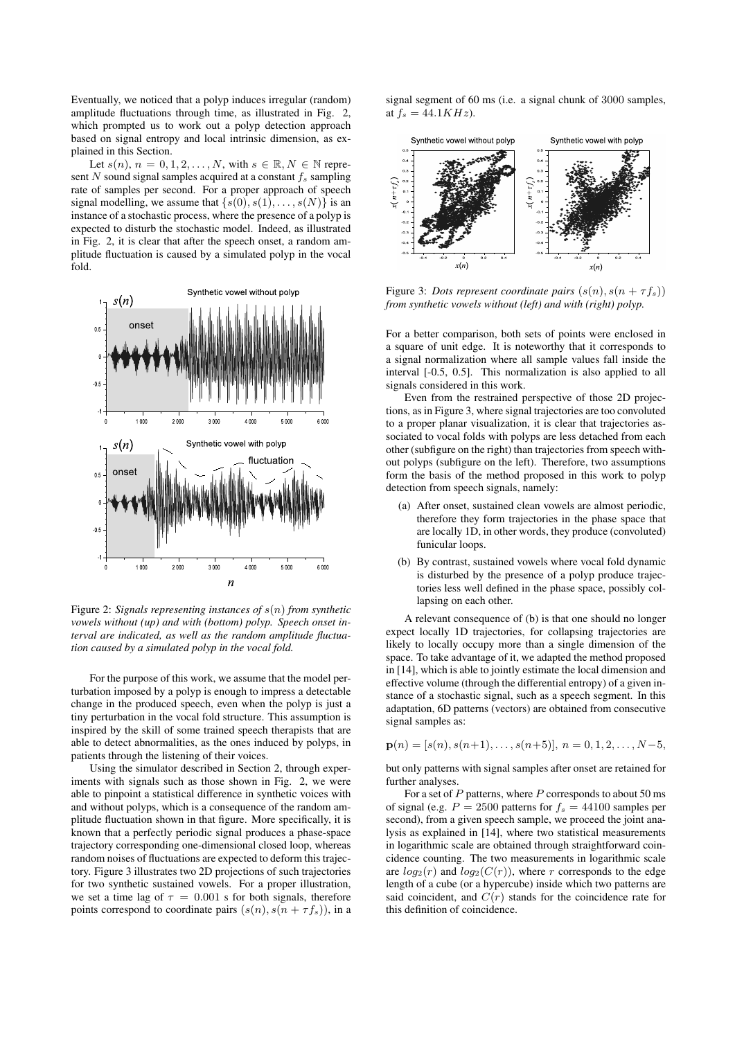Eventually, we noticed that a polyp induces irregular (random) amplitude fluctuations through time, as illustrated in Fig. 2, which prompted us to work out a polyp detection approach based on signal entropy and local intrinsic dimension, as explained in this Section.

Let $s(n)$, $n = 0, 1, 2, \ldots, N$, with $s \in \mathbb{R}, N \in \mathbb{N}$ represent $N$ sound signal samples acquired at a constant $f_s$ sampling rate of samples per second. For a proper approach of speech signal modelling, we assume that $\{s(0), s(1), \ldots, s(N)\}$ is an instance of a stochastic process, where the presence of a polyp is expected to disturb the stochastic model. Indeed, as illustrated in Fig. 2, it is clear that after the speech onset, a random amplitude fluctuation is caused by a simulated polyp in the vocal fold.

Figure 2: *Signals representing instances of $s(n)$ from synthetic vowels without (up) and with (bottom) polyp. Speech onset interval are indicated, as well as the random amplitude fluctuation caused by a simulated polyp in the vocal fold.*

For the purpose of this work, we assume that the model perturbation imposed by a polyp is enough to impress a detectable change in the produced speech, even when the polyp is just a tiny perturbation in the vocal fold structure. This assumption is inspired by the skill of some trained speech therapists that are able to detect abnormalities, as the ones induced by polyps, in patients through the listening of their voices.

Using the simulator described in Section 2, through experiments with signals such as those shown in Fig. 2, we were able to pinpoint a statistical difference in synthetic voices with and without polyps, which is a consequence of the random amplitude fluctuation shown in that figure. More specifically, it is known that a perfectly periodic signal produces a phase-space trajectory corresponding one-dimensional closed loop, whereas random noises of fluctuations are expected to deform this trajectory. Figure 3 illustrates two 2D projections of such trajectories for two synthetic sustained vowels. For a proper illustration, we set a time lag of $\tau = 0.001$ s for both signals, therefore points correspond to coordinate pairs $(s(n), s(n + \tau f_s))$, in a signal segment of 60 ms (i.e. a signal chunk of 3000 samples, at $f_s = 44.1KHz$).

Figure 3: *Dots represent coordinate pairs $(s(n), s(n + \tau f_s))$ from synthetic vowels without (left) and with (right) polyp.*

For a better comparison, both sets of points were enclosed in a square of unit edge. It is noteworthy that it corresponds to a signal normalization where all sample values fall inside the interval [-0.5, 0.5]. This normalization is also applied to all signals considered in this work.

Even from the restrained perspective of those 2D projections, as in Figure 3, where signal trajectories are too convoluted to a proper planar visualization, it is clear that trajectories associated to vocal folds with polyps are less detached from each other (subfigure on the right) than trajectories from speech without polyps (subfigure on the left). Therefore, two assumptions form the basis of the method proposed in this work to polyp detection from speech signals, namely:

(a) After onset, sustained clean vowels are almost periodic, therefore they form trajectories in the phase space that are locally 1D, in other words, they produce (convoluted) funicular loops.

(b) By contrast, sustained vowels where vocal fold dynamic is disturbed by the presence of a polyp produce trajectories less well defined in the phase space, possibly collapsing on each other.

A relevant consequence of (b) is that one should no longer expect locally 1D trajectories, for collapsing trajectories are likely to locally occupy more than a single dimension of the space. To take advantage of it, we adapted the method proposed in [14], which is able to jointly estimate the local dimension and effective volume (through the differential entropy) of a given instance of a stochastic signal, such as a speech segment. In this adaptation, 6D patterns (vectors) are obtained from consecutive signal samples as:

$$\mathbf{p}(n) = [s(n), s(n+1), \ldots, s(n+5)],\ n = 0, 1, 2, \ldots, N-5,$$

but only patterns with signal samples after onset are retained for further analyses.

For a set of $P$ patterns, where $P$ corresponds to about 50 ms of signal (e.g. $P = 2500$ patterns for $f_s = 44100$ samples per second), from a given speech sample, we proceed the joint analysis as explained in [14], where two statistical measurements in logarithmic scale are obtained through straightforward coincidence counting. The two measurements in logarithmic scale are $log_2(r)$ and $log_2(C(r))$, where $r$ corresponds to the edge length of a cube (or a hypercube) inside which two patterns are said coincident, and $C(r)$ stands for the coincidence rate for this definition of coincidence.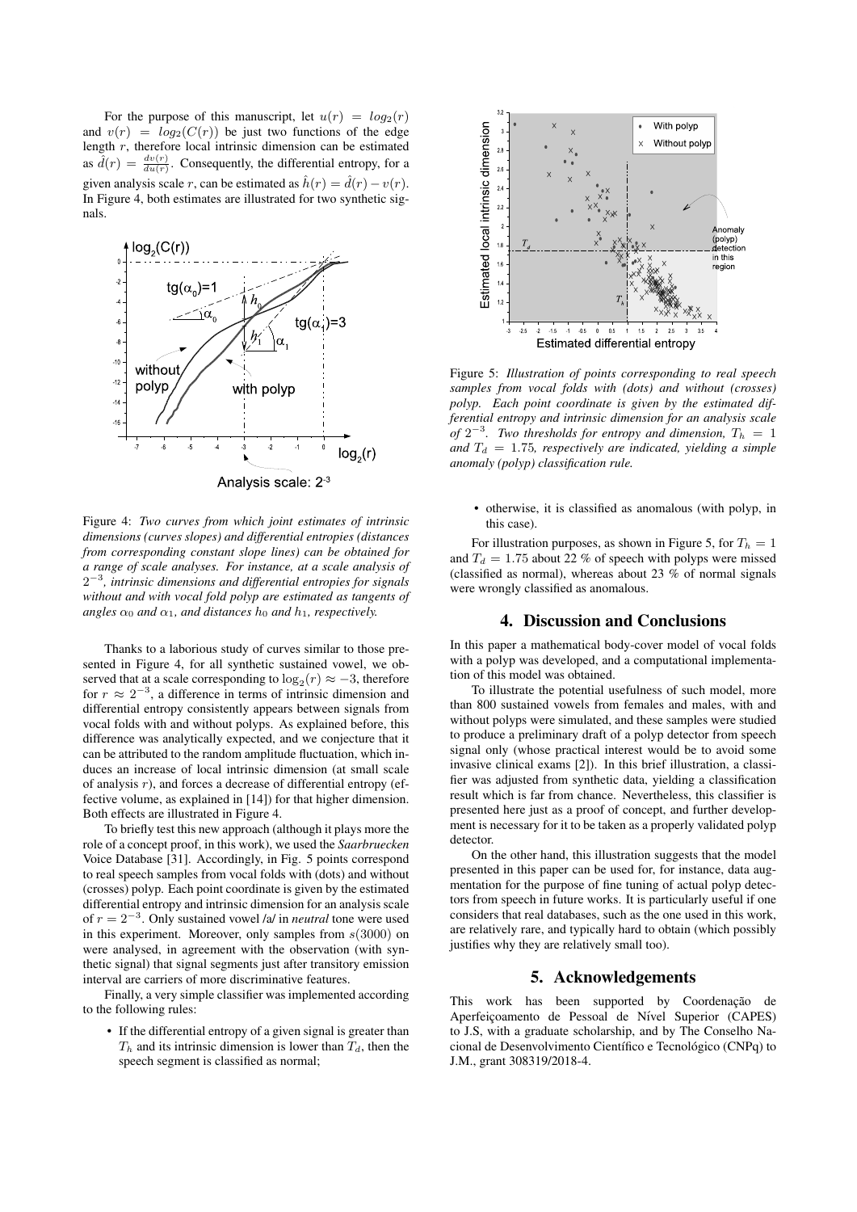For the purpose of this manuscript, let $u(r) = log_2(r)$ and $v(r) = log_2(C(r))$ be just two functions of the edge length $r$, therefore local intrinsic dimension can be estimated as $\hat{d}(r) = \frac{dv(r)}{du(r)}$. Consequently, the differential entropy, for a given analysis scale $r$, can be estimated as $\hat{h}(r) = \hat{d}(r) - v(r)$. In Figure 4, both estimates are illustrated for two synthetic signals.

Figure 4: *Two curves from which joint estimates of intrinsic dimensions (curves slopes) and differential entropies (distances from corresponding constant slope lines) can be obtained for a range of scale analyses. For instance, at a scale analysis of $2^{-3}$, intrinsic dimensions and differential entropies for signals without and with vocal fold polyp are estimated as tangents of angles $\alpha_0$ and $\alpha_1$, and distances $h_0$ and $h_1$, respectively.*

Thanks to a laborious study of curves similar to those presented in Figure 4, for all synthetic sustained vowel, we observed that at a scale corresponding to $\log_2(r) \approx -3$, therefore for $r \approx 2^{-3}$, a difference in terms of intrinsic dimension and differential entropy consistently appears between signals from vocal folds with and without polyps. As explained before, this difference was analytically expected, and we conjecture that it can be attributed to the random amplitude fluctuation, which induces an increase of local intrinsic dimension (at small scale of analysis $r$), and forces a decrease of differential entropy (effective volume, as explained in [14]) for that higher dimension. Both effects are illustrated in Figure 4.

To briefly test this new approach (although it plays more the role of a concept proof, in this work), we used the *Saarbruecken* Voice Database [31]. Accordingly, in Fig. 5 points correspond to real speech samples from vocal folds with (dots) and without (crosses) polyp. Each point coordinate is given by the estimated differential entropy and intrinsic dimension for an analysis scale of $r = 2^{-3}$. Only sustained vowel /a/ in *neutral* tone were used in this experiment. Moreover, only samples from $s(3000)$ on were analysed, in agreement with the observation (with synthetic signal) that signal segments just after transitory emission interval are carriers of more discriminative features.

Finally, a very simple classifier was implemented according to the following rules:

- If the differential entropy of a given signal is greater than $T_h$ and its intrinsic dimension is lower than $T_d$, then the speech segment is classified as normal;

Figure 5: *Illustration of points corresponding to real speech samples from vocal folds with (dots) and without (crosses) polyp. Each point coordinate is given by the estimated differential entropy and intrinsic dimension for an analysis scale of $2^{-3}$. Two thresholds for entropy and dimension, $T_h = 1$ and $T_d = 1.75$, respectively are indicated, yielding a simple anomaly (polyp) classification rule.*

- otherwise, it is classified as anomalous (with polyp, in this case).

For illustration purposes, as shown in Figure 5, for $T_h = 1$ and $T_d = 1.75$ about 22 % of speech with polyps were missed (classified as normal), whereas about 23 % of normal signals were wrongly classified as anomalous.

## 4. Discussion and Conclusions

In this paper a mathematical body-cover model of vocal folds with a polyp was developed, and a computational implementation of this model was obtained.

To illustrate the potential usefulness of such model, more than 800 sustained vowels from females and males, with and without polyps were simulated, and these samples were studied to produce a preliminary draft of a polyp detector from speech signal only (whose practical interest would be to avoid some invasive clinical exams [2]). In this brief illustration, a classifier was adjusted from synthetic data, yielding a classification result which is far from chance. Nevertheless, this classifier is presented here just as a proof of concept, and further development is necessary for it to be taken as a properly validated polyp detector.

On the other hand, this illustration suggests that the model presented in this paper can be used for, for instance, data augmentation for the purpose of fine tuning of actual polyp detectors from speech in future works. It is particularly useful if one considers that real databases, such as the one used in this work, are relatively rare, and typically hard to obtain (which possibly justifies why they are relatively small too).

## 5. Acknowledgements

This work has been supported by Coordenação de Aperfeiçoamento de Pessoal de Nível Superior (CAPES) to J.S, with a graduate scholarship, and by The Conselho Nacional de Desenvolvimento Científico e Tecnológico (CNPq) to J.M., grant 308319/2018-4.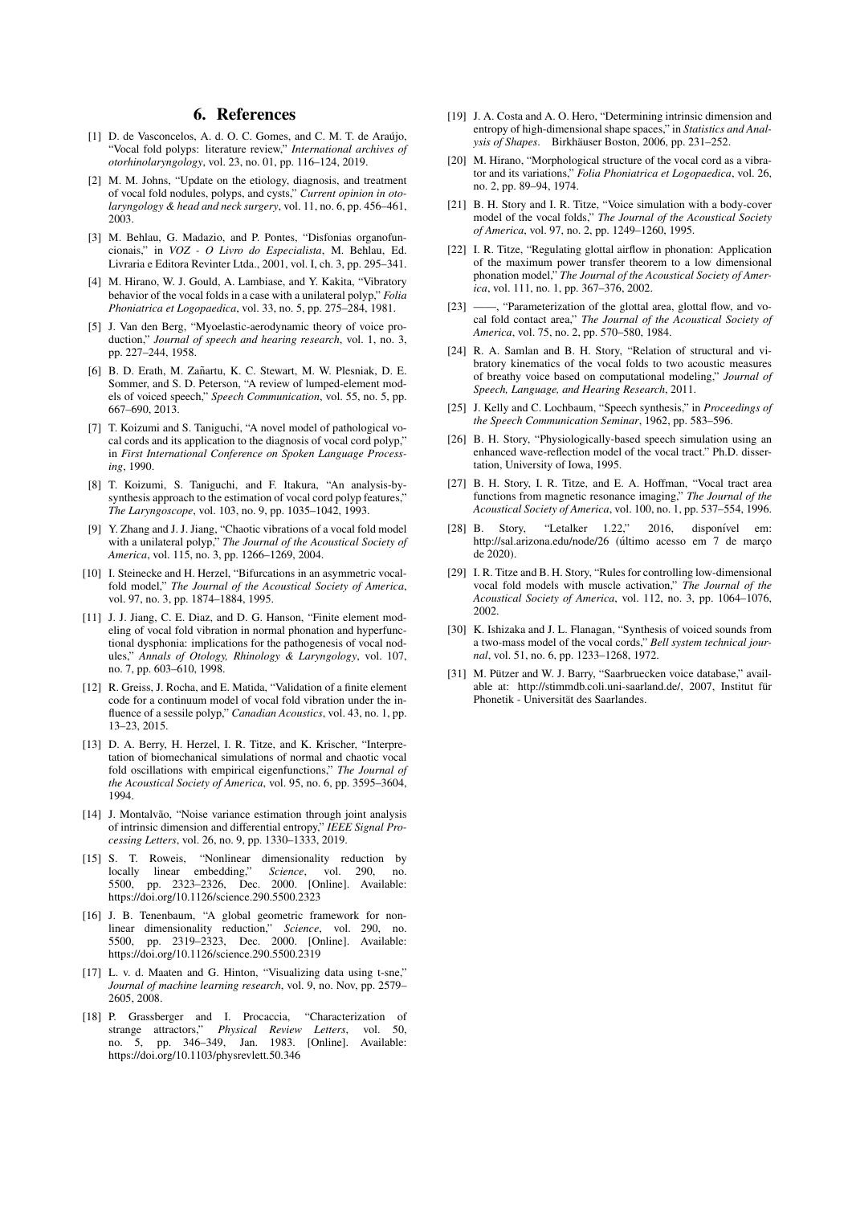## 6. References

[1] D. de Vasconcelos, A. d. O. C. Gomes, and C. M. T. de Araújo, "Vocal fold polyps: literature review," *International archives of otorhinolaryngology*, vol. 23, no. 01, pp. 116–124, 2019.

[2] M. M. Johns, "Update on the etiology, diagnosis, and treatment of vocal fold nodules, polyps, and cysts," *Current opinion in otolaryngology & head and neck surgery*, vol. 11, no. 6, pp. 456–461, 2003.

[3] M. Behlau, G. Madazio, and P. Pontes, "Disfonias organofuncionais," in *VOZ - O Livro do Especialista*, M. Behlau, Ed. Livraria e Editora Revinter Ltda., 2001, vol. I, ch. 3, pp. 295–341.

[4] M. Hirano, W. J. Gould, A. Lambiase, and Y. Kakita, "Vibratory behavior of the vocal folds in a case with a unilateral polyp," *Folia Phoniatrica et Logopaedica*, vol. 33, no. 5, pp. 275–284, 1981.

[5] J. Van den Berg, "Myoelastic-aerodynamic theory of voice production," *Journal of speech and hearing research*, vol. 1, no. 3, pp. 227–244, 1958.

[6] B. D. Erath, M. Zañartu, K. C. Stewart, M. W. Plesniak, D. E. Sommer, and S. D. Peterson, "A review of lumped-element models of voiced speech," *Speech Communication*, vol. 55, no. 5, pp. 667–690, 2013.

[7] T. Koizumi and S. Taniguchi, "A novel model of pathological vocal cords and its application to the diagnosis of vocal cord polyp," in *First International Conference on Spoken Language Processing*, 1990.

[8] T. Koizumi, S. Taniguchi, and F. Itakura, "An analysis-by-synthesis approach to the estimation of vocal cord polyp features," *The Laryngoscope*, vol. 103, no. 9, pp. 1035–1042, 1993.

[9] Y. Zhang and J. J. Jiang, "Chaotic vibrations of a vocal fold model with a unilateral polyp," *The Journal of the Acoustical Society of America*, vol. 115, no. 3, pp. 1266–1269, 2004.

[10] I. Steinecke and H. Herzel, "Bifurcations in an asymmetric vocal-fold model," *The Journal of the Acoustical Society of America*, vol. 97, no. 3, pp. 1874–1884, 1995.

[11] J. J. Jiang, C. E. Diaz, and D. G. Hanson, "Finite element modeling of vocal fold vibration in normal phonation and hyperfunctional dysphonia: implications for the pathogenesis of vocal nodules," *Annals of Otology, Rhinology & Laryngology*, vol. 107, no. 7, pp. 603–610, 1998.

[12] R. Greiss, J. Rocha, and E. Matida, "Validation of a finite element code for a continuum model of vocal fold vibration under the influence of a sessile polyp," *Canadian Acoustics*, vol. 43, no. 1, pp. 13–23, 2015.

[13] D. A. Berry, H. Herzel, I. R. Titze, and K. Krischer, "Interpretation of biomechanical simulations of normal and chaotic vocal fold oscillations with empirical eigenfunctions," *The Journal of the Acoustical Society of America*, vol. 95, no. 6, pp. 3595–3604, 1994.

[14] J. Montalvão, "Noise variance estimation through joint analysis of intrinsic dimension and differential entropy," *IEEE Signal Processing Letters*, vol. 26, no. 9, pp. 1330–1333, 2019.

[15] S. T. Roweis, "Nonlinear dimensionality reduction by locally linear embedding," *Science*, vol. 290, no. 5500, pp. 2323–2326, Dec. 2000. [Online]. Available: https://doi.org/10.1126/science.290.5500.2323

[16] J. B. Tenenbaum, "A global geometric framework for nonlinear dimensionality reduction," *Science*, vol. 290, no. 5500, pp. 2319–2323, Dec. 2000. [Online]. Available: https://doi.org/10.1126/science.290.5500.2319

[17] L. v. d. Maaten and G. Hinton, "Visualizing data using t-sne," *Journal of machine learning research*, vol. 9, no. Nov, pp. 2579–2605, 2008.

[18] P. Grassberger and I. Procaccia, "Characterization of strange attractors," *Physical Review Letters*, vol. 50, no. 5, pp. 346–349, Jan. 1983. [Online]. Available: https://doi.org/10.1103/physrevlett.50.346

[19] J. A. Costa and A. O. Hero, "Determining intrinsic dimension and entropy of high-dimensional shape spaces," in *Statistics and Analysis of Shapes*. Birkhäuser Boston, 2006, pp. 231–252.

[20] M. Hirano, "Morphological structure of the vocal cord as a vibrator and its variations," *Folia Phoniatrica et Logopaedica*, vol. 26, no. 2, pp. 89–94, 1974.

[21] B. H. Story and I. R. Titze, "Voice simulation with a body-cover model of the vocal folds," *The Journal of the Acoustical Society of America*, vol. 97, no. 2, pp. 1249–1260, 1995.

[22] I. R. Titze, "Regulating glottal airflow in phonation: Application of the maximum power transfer theorem to a low dimensional phonation model," *The Journal of the Acoustical Society of America*, vol. 111, no. 1, pp. 367–376, 2002.

[23] ——, "Parameterization of the glottal area, glottal flow, and vocal fold contact area," *The Journal of the Acoustical Society of America*, vol. 75, no. 2, pp. 570–580, 1984.

[24] R. A. Samlan and B. H. Story, "Relation of structural and vibratory kinematics of the vocal folds to two acoustic measures of breathy voice based on computational modeling," *Journal of Speech, Language, and Hearing Research*, 2011.

[25] J. Kelly and C. Lochbaum, "Speech synthesis," in *Proceedings of the Speech Communication Seminar*, 1962, pp. 583–596.

[26] B. H. Story, "Physiologically-based speech simulation using an enhanced wave-reflection model of the vocal tract." Ph.D. dissertation, University of Iowa, 1995.

[27] B. H. Story, I. R. Titze, and E. A. Hoffman, "Vocal tract area functions from magnetic resonance imaging," *The Journal of the Acoustical Society of America*, vol. 100, no. 1, pp. 537–554, 1996.

[28] B. Story, "Letalker 1.22," 2016, disponível em: http://sal.arizona.edu/node/26 (último acesso em 7 de março de 2020).

[29] I. R. Titze and B. H. Story, "Rules for controlling low-dimensional vocal fold models with muscle activation," *The Journal of the Acoustical Society of America*, vol. 112, no. 3, pp. 1064–1076, 2002.

[30] K. Ishizaka and J. L. Flanagan, "Synthesis of voiced sounds from a two-mass model of the vocal cords," *Bell system technical journal*, vol. 51, no. 6, pp. 1233–1268, 1972.

[31] M. Pützer and W. J. Barry, "Saarbruecken voice database," available at: http://stimmdb.coli.uni-saarland.de/, 2007, Institut für Phonetik - Universität des Saarlandes.